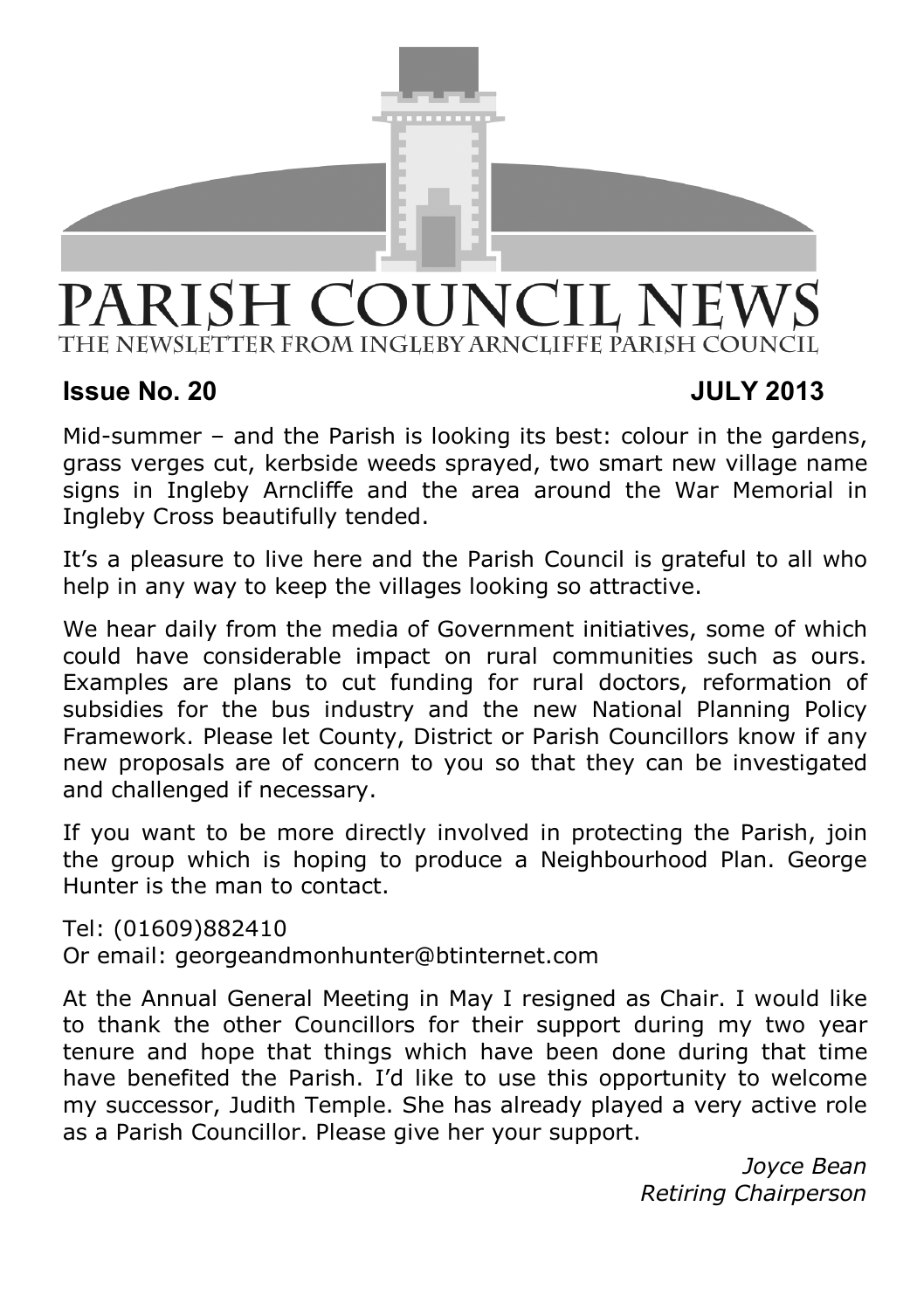# PARISH COUNCIL NEWS

THE NEWSLETTER FROM INGLEBY ARNCLIFFE PARISH COUNCIL

**Issue No. 20** **JULY 2013**

Mid-summer – and the Parish is looking its best: colour in the gardens, grass verges cut, kerbside weeds sprayed, two smart new village name signs in Ingleby Arncliffe and the area around the War Memorial in Ingleby Cross beautifully tended.

It's a pleasure to live here and the Parish Council is grateful to all who help in any way to keep the villages looking so attractive.

We hear daily from the media of Government initiatives, some of which could have considerable impact on rural communities such as ours. Examples are plans to cut funding for rural doctors, reformation of subsidies for the bus industry and the new National Planning Policy Framework. Please let County, District or Parish Councillors know if any new proposals are of concern to you so that they can be investigated and challenged if necessary.

If you want to be more directly involved in protecting the Parish, join the group which is hoping to produce a Neighbourhood Plan. George Hunter is the man to contact.

Tel: (01609)882410
Or email: georgeandmonhunter@btinternet.com

At the Annual General Meeting in May I resigned as Chair. I would like to thank the other Councillors for their support during my two year tenure and hope that things which have been done during that time have benefited the Parish. I'd like to use this opportunity to welcome my successor, Judith Temple. She has already played a very active role as a Parish Councillor. Please give her your support.

*Joyce Bean*
*Retiring Chairperson*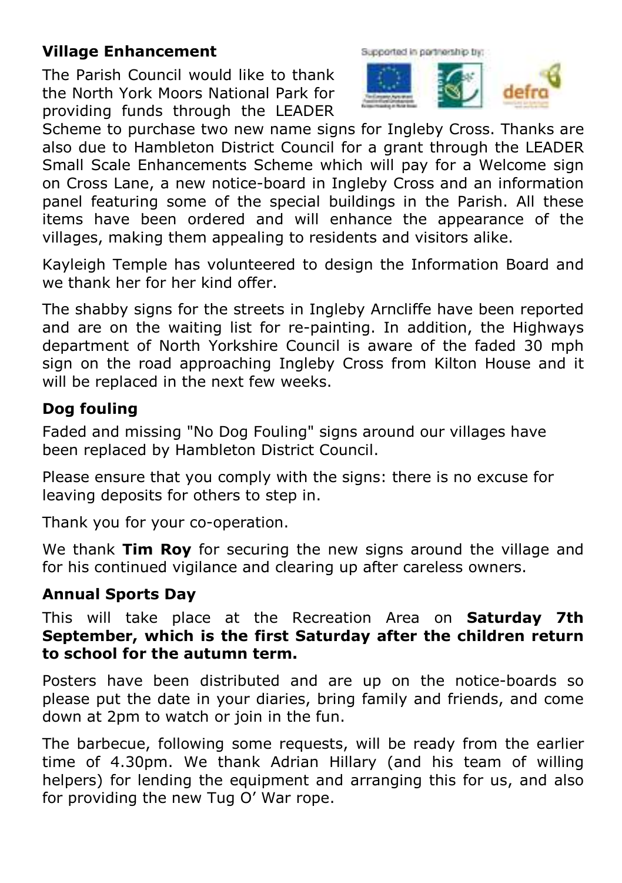## Village Enhancement

Supported in partnership by:

The Parish Council would like to thank the North York Moors National Park for providing funds through the LEADER Scheme to purchase two new name signs for Ingleby Cross. Thanks are also due to Hambleton District Council for a grant through the LEADER Small Scale Enhancements Scheme which will pay for a Welcome sign on Cross Lane, a new notice-board in Ingleby Cross and an information panel featuring some of the special buildings in the Parish. All these items have been ordered and will enhance the appearance of the villages, making them appealing to residents and visitors alike.

Kayleigh Temple has volunteered to design the Information Board and we thank her for her kind offer.

The shabby signs for the streets in Ingleby Arncliffe have been reported and are on the waiting list for re-painting. In addition, the Highways department of North Yorkshire Council is aware of the faded 30 mph sign on the road approaching Ingleby Cross from Kilton House and it will be replaced in the next few weeks.

## Dog fouling

Faded and missing "No Dog Fouling" signs around our villages have been replaced by Hambleton District Council.

Please ensure that you comply with the signs: there is no excuse for leaving deposits for others to step in.

Thank you for your co-operation.

We thank **Tim Roy** for securing the new signs around the village and for his continued vigilance and clearing up after careless owners.

## Annual Sports Day

This will take place at the Recreation Area on **Saturday 7th September, which is the first Saturday after the children return to school for the autumn term.**

Posters have been distributed and are up on the notice-boards so please put the date in your diaries, bring family and friends, and come down at 2pm to watch or join in the fun.

The barbecue, following some requests, will be ready from the earlier time of 4.30pm. We thank Adrian Hillary (and his team of willing helpers) for lending the equipment and arranging this for us, and also for providing the new Tug O' War rope.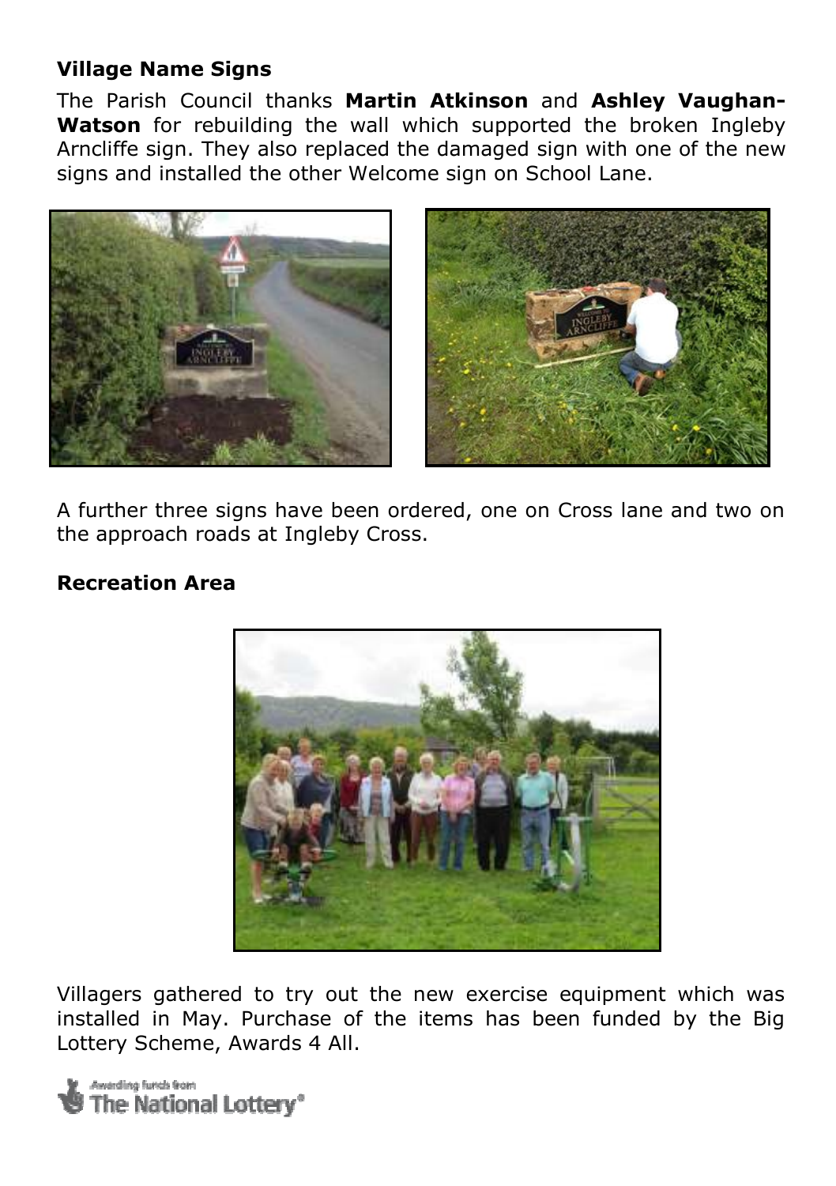### Village Name Signs

The Parish Council thanks **Martin Atkinson** and **Ashley Vaughan-Watson** for rebuilding the wall which supported the broken Ingleby Arncliffe sign. They also replaced the damaged sign with one of the new signs and installed the other Welcome sign on School Lane.

A further three signs have been ordered, one on Cross lane and two on the approach roads at Ingleby Cross.

### Recreation Area

Villagers gathered to try out the new exercise equipment which was installed in May. Purchase of the items has been funded by the Big Lottery Scheme, Awards 4 All.

Awarding funds from The National Lottery®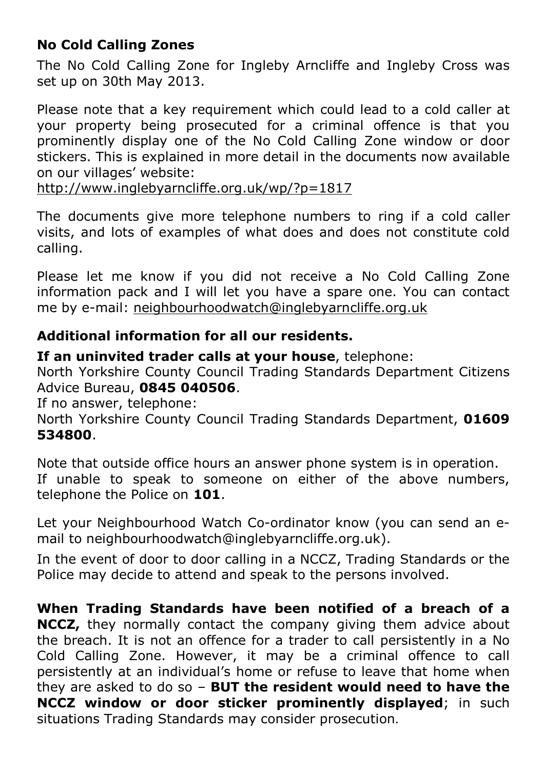**No Cold Calling Zones**

The No Cold Calling Zone for Ingleby Arncliffe and Ingleby Cross was set up on 30th May 2013.

Please note that a key requirement which could lead to a cold caller at your property being prosecuted for a criminal offence is that you prominently display one of the No Cold Calling Zone window or door stickers. This is explained in more detail in the documents now available on our villages' website:
http://www.inglebyarncliffe.org.uk/wp/?p=1817

The documents give more telephone numbers to ring if a cold caller visits, and lots of examples of what does and does not constitute cold calling.

Please let me know if you did not receive a No Cold Calling Zone information pack and I will let you have a spare one. You can contact me by e-mail: neighbourhoodwatch@inglebyarncliffe.org.uk

**Additional information for all our residents.**

**If an uninvited trader calls at your house**, telephone:
North Yorkshire County Council Trading Standards Department Citizens Advice Bureau, **0845 040506**.
If no answer, telephone:
North Yorkshire County Council Trading Standards Department, **01609 534800**.

Note that outside office hours an answer phone system is in operation.
If unable to speak to someone on either of the above numbers, telephone the Police on **101**.

Let your Neighbourhood Watch Co-ordinator know (you can send an e-mail to neighbourhoodwatch@inglebyarncliffe.org.uk).

In the event of door to door calling in a NCCZ, Trading Standards or the Police may decide to attend and speak to the persons involved.

**When Trading Standards have been notified of a breach of a NCCZ,** they normally contact the company giving them advice about the breach. It is not an offence for a trader to call persistently in a No Cold Calling Zone. However, it may be a criminal offence to call persistently at an individual's home or refuse to leave that home when they are asked to do so – **BUT the resident would need to have the NCCZ window or door sticker prominently displayed**; in such situations Trading Standards may consider prosecution.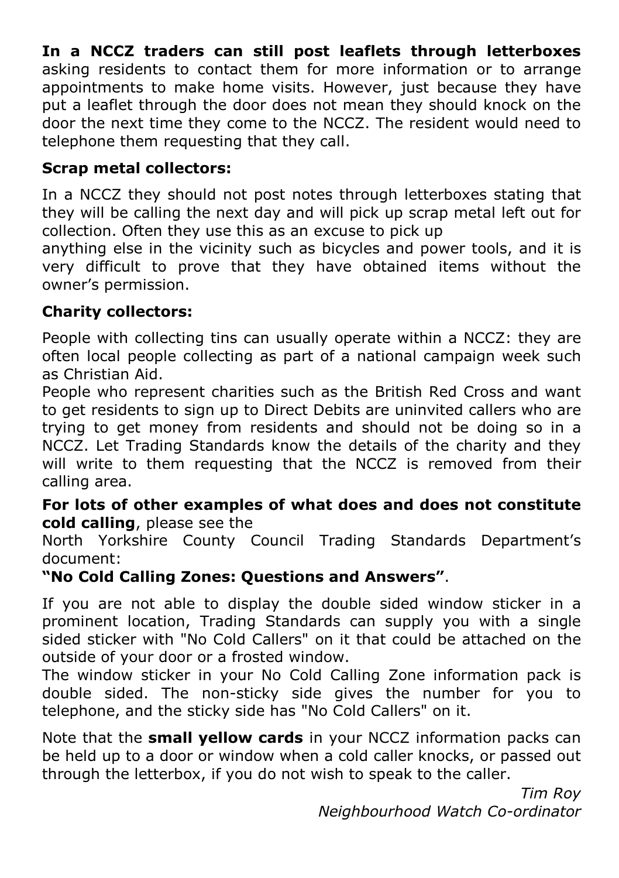**In a NCCZ traders can still post leaflets through letterboxes** asking residents to contact them for more information or to arrange appointments to make home visits. However, just because they have put a leaflet through the door does not mean they should knock on the door the next time they come to the NCCZ. The resident would need to telephone them requesting that they call.

**Scrap metal collectors:**

In a NCCZ they should not post notes through letterboxes stating that they will be calling the next day and will pick up scrap metal left out for collection. Often they use this as an excuse to pick up anything else in the vicinity such as bicycles and power tools, and it is very difficult to prove that they have obtained items without the owner's permission.

**Charity collectors:**

People with collecting tins can usually operate within a NCCZ: they are often local people collecting as part of a national campaign week such as Christian Aid.

People who represent charities such as the British Red Cross and want to get residents to sign up to Direct Debits are uninvited callers who are trying to get money from residents and should not be doing so in a NCCZ. Let Trading Standards know the details of the charity and they will write to them requesting that the NCCZ is removed from their calling area.

**For lots of other examples of what does and does not constitute cold calling**, please see the North Yorkshire County Council Trading Standards Department's document:

**"No Cold Calling Zones: Questions and Answers"**.

If you are not able to display the double sided window sticker in a prominent location, Trading Standards can supply you with a single sided sticker with "No Cold Callers" on it that could be attached on the outside of your door or a frosted window.

The window sticker in your No Cold Calling Zone information pack is double sided. The non-sticky side gives the number for you to telephone, and the sticky side has "No Cold Callers" on it.

Note that the **small yellow cards** in your NCCZ information packs can be held up to a door or window when a cold caller knocks, or passed out through the letterbox, if you do not wish to speak to the caller.

*Tim Roy*
*Neighbourhood Watch Co-ordinator*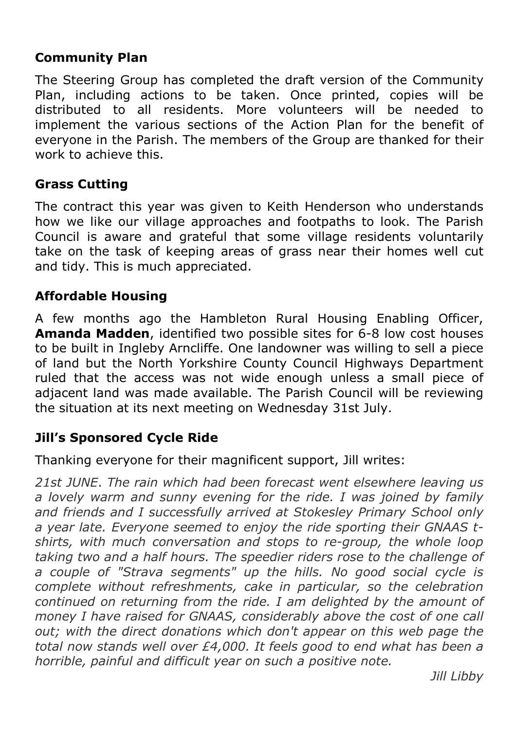## Community Plan

The Steering Group has completed the draft version of the Community Plan, including actions to be taken. Once printed, copies will be distributed to all residents. More volunteers will be needed to implement the various sections of the Action Plan for the benefit of everyone in the Parish. The members of the Group are thanked for their work to achieve this.

## Grass Cutting

The contract this year was given to Keith Henderson who understands how we like our village approaches and footpaths to look. The Parish Council is aware and grateful that some village residents voluntarily take on the task of keeping areas of grass near their homes well cut and tidy. This is much appreciated.

## Affordable Housing

A few months ago the Hambleton Rural Housing Enabling Officer, **Amanda Madden**, identified two possible sites for 6-8 low cost houses to be built in Ingleby Arncliffe. One landowner was willing to sell a piece of land but the North Yorkshire County Council Highways Department ruled that the access was not wide enough unless a small piece of adjacent land was made available. The Parish Council will be reviewing the situation at its next meeting on Wednesday 31st July.

## Jill's Sponsored Cycle Ride

Thanking everyone for their magnificent support, Jill writes:

*21st JUNE. The rain which had been forecast went elsewhere leaving us a lovely warm and sunny evening for the ride. I was joined by family and friends and I successfully arrived at Stokesley Primary School only a year late. Everyone seemed to enjoy the ride sporting their GNAAS t-shirts, with much conversation and stops to re-group, the whole loop taking two and a half hours. The speedier riders rose to the challenge of a couple of "Strava segments" up the hills. No good social cycle is complete without refreshments, cake in particular, so the celebration continued on returning from the ride. I am delighted by the amount of money I have raised for GNAAS, considerably above the cost of one call out; with the direct donations which don't appear on this web page the total now stands well over £4,000. It feels good to end what has been a horrible, painful and difficult year on such a positive note.*

*Jill Libby*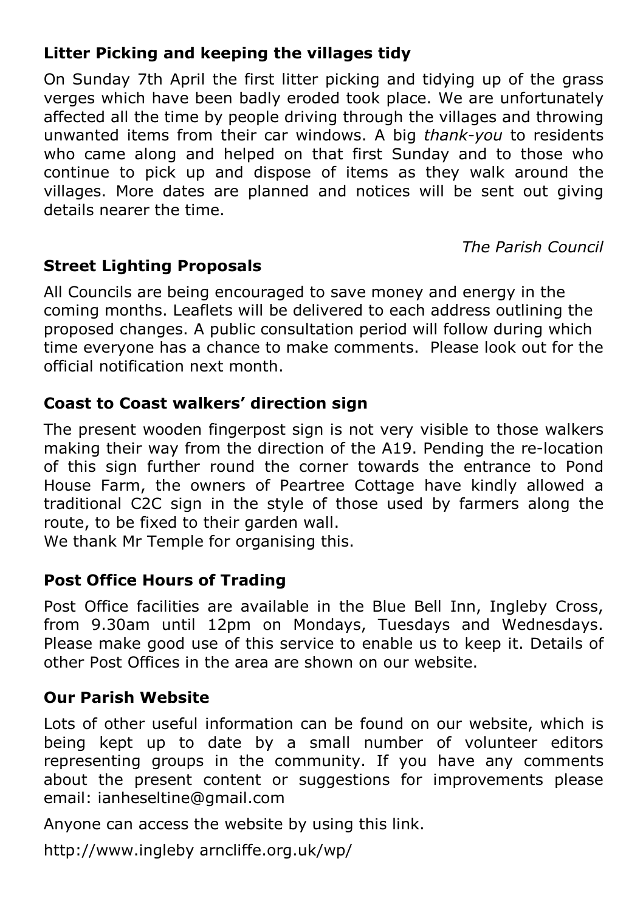## Litter Picking and keeping the villages tidy

On Sunday 7th April the first litter picking and tidying up of the grass verges which have been badly eroded took place. We are unfortunately affected all the time by people driving through the villages and throwing unwanted items from their car windows. A big *thank-you* to residents who came along and helped on that first Sunday and to those who continue to pick up and dispose of items as they walk around the villages. More dates are planned and notices will be sent out giving details nearer the time.

*The Parish Council*

## Street Lighting Proposals

All Councils are being encouraged to save money and energy in the coming months. Leaflets will be delivered to each address outlining the proposed changes. A public consultation period will follow during which time everyone has a chance to make comments. Please look out for the official notification next month.

## Coast to Coast walkers' direction sign

The present wooden fingerpost sign is not very visible to those walkers making their way from the direction of the A19. Pending the re-location of this sign further round the corner towards the entrance to Pond House Farm, the owners of Peartree Cottage have kindly allowed a traditional C2C sign in the style of those used by farmers along the route, to be fixed to their garden wall.
We thank Mr Temple for organising this.

## Post Office Hours of Trading

Post Office facilities are available in the Blue Bell Inn, Ingleby Cross, from 9.30am until 12pm on Mondays, Tuesdays and Wednesdays. Please make good use of this service to enable us to keep it. Details of other Post Offices in the area are shown on our website.

## Our Parish Website

Lots of other useful information can be found on our website, which is being kept up to date by a small number of volunteer editors representing groups in the community. If you have any comments about the present content or suggestions for improvements please email: ianheseltine@gmail.com

Anyone can access the website by using this link.

http://www.ingleby arncliffe.org.uk/wp/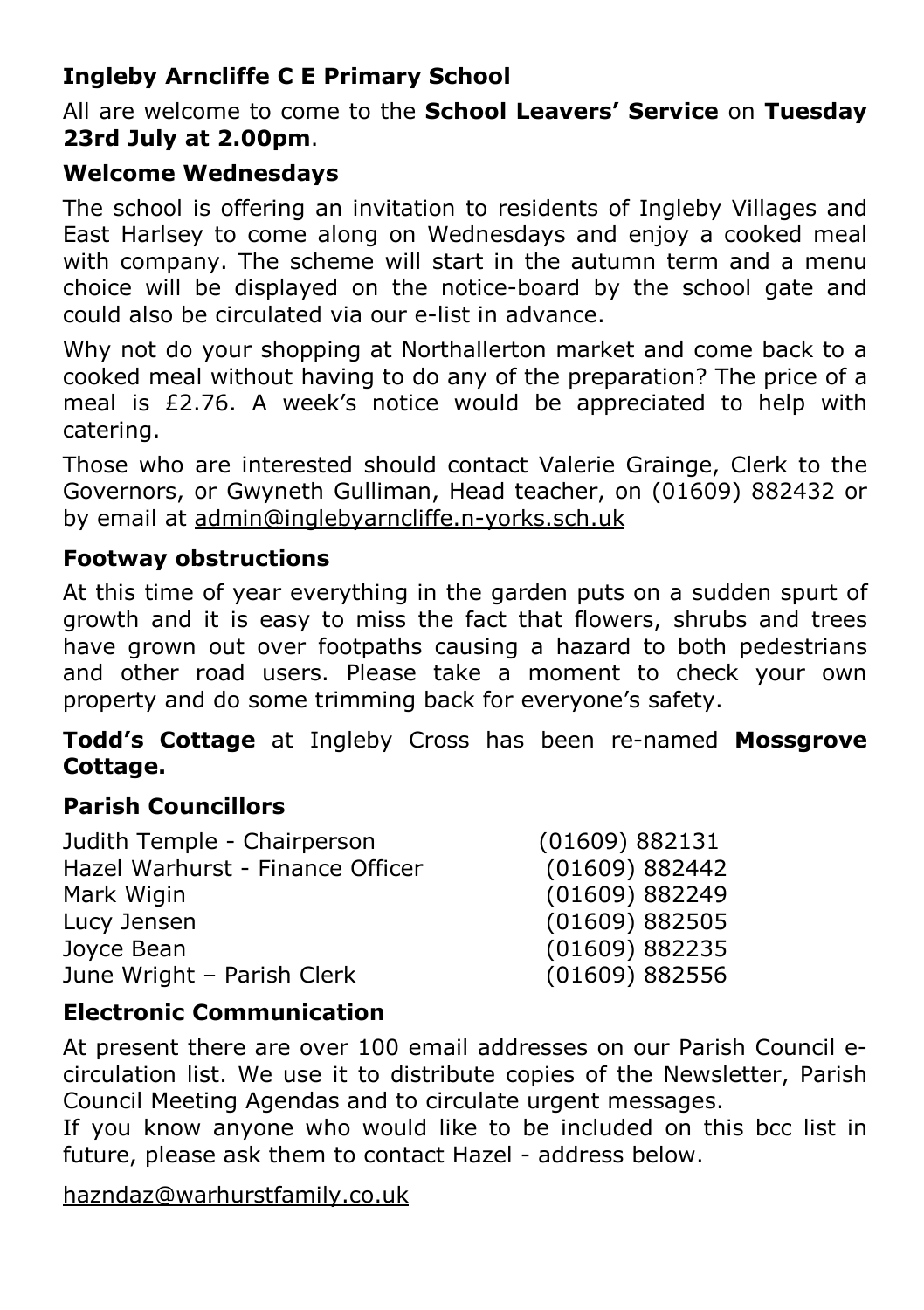### Ingleby Arncliffe C E Primary School

All are welcome to come to the **School Leavers' Service** on **Tuesday 23rd July at 2.00pm**.

### Welcome Wednesdays

The school is offering an invitation to residents of Ingleby Villages and East Harlsey to come along on Wednesdays and enjoy a cooked meal with company. The scheme will start in the autumn term and a menu choice will be displayed on the notice-board by the school gate and could also be circulated via our e-list in advance.

Why not do your shopping at Northallerton market and come back to a cooked meal without having to do any of the preparation? The price of a meal is £2.76. A week's notice would be appreciated to help with catering.

Those who are interested should contact Valerie Grainge, Clerk to the Governors, or Gwyneth Gulliman, Head teacher, on (01609) 882432 or by email at admin@inglebyarncliffe.n-yorks.sch.uk

### Footway obstructions

At this time of year everything in the garden puts on a sudden spurt of growth and it is easy to miss the fact that flowers, shrubs and trees have grown out over footpaths causing a hazard to both pedestrians and other road users. Please take a moment to check your own property and do some trimming back for everyone's safety.

**Todd's Cottage** at Ingleby Cross has been re-named **Mossgrove Cottage.**

### Parish Councillors

| | |
|---|---|
| Judith Temple - Chairperson | (01609) 882131 |
| Hazel Warhurst - Finance Officer | (01609) 882442 |
| Mark Wigin | (01609) 882249 |
| Lucy Jensen | (01609) 882505 |
| Joyce Bean | (01609) 882235 |
| June Wright – Parish Clerk | (01609) 882556 |

### Electronic Communication

At present there are over 100 email addresses on our Parish Council e-circulation list. We use it to distribute copies of the Newsletter, Parish Council Meeting Agendas and to circulate urgent messages.

If you know anyone who would like to be included on this bcc list in future, please ask them to contact Hazel - address below.

hazndaz@warhurstfamily.co.uk